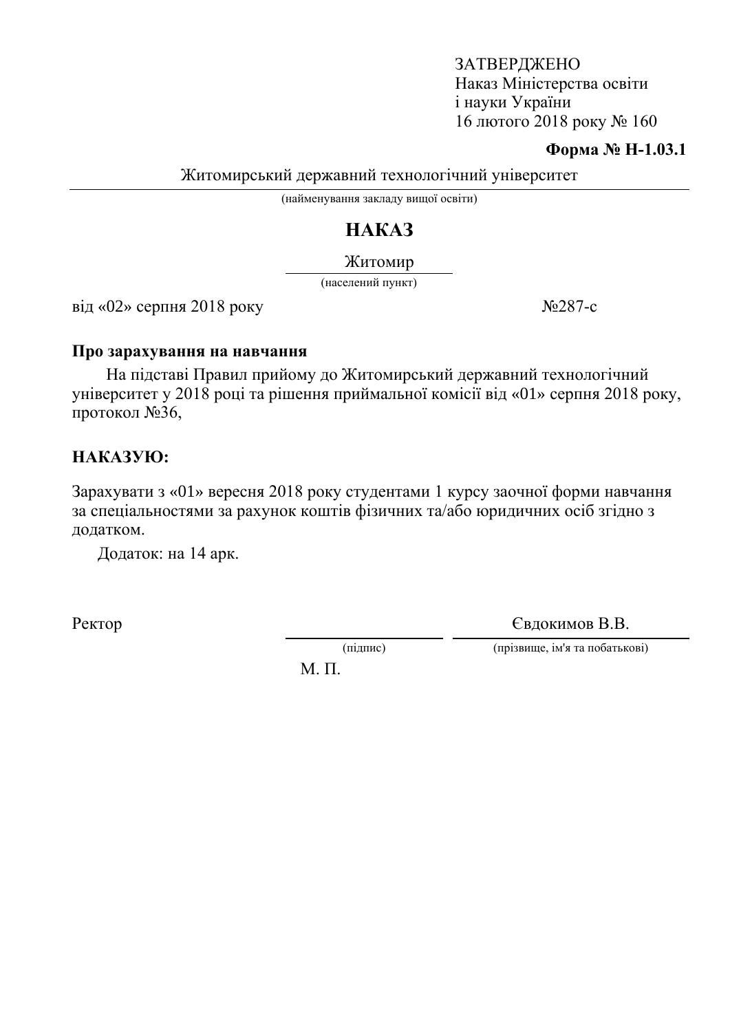ЗАТВЕРДЖЕНО
Наказ Міністерства освіти
і науки України
16 лютого 2018 року № 160

**Форма № Н-1.03.1**

Житомирський державний технологічний університет

(найменування закладу вищої освіти)

# НАКАЗ

Житомир

(населений пункт)

від «02» серпня 2018 року №287-с

**Про зарахування на навчання**

На підставі Правил прийому до Житомирський державний технологічний університет у 2018 році та рішення приймальної комісії від «01» серпня 2018 року, протокол №36,

**НАКАЗУЮ:**

Зарахувати з «01» вересня 2018 року студентами 1 курсу заочної форми навчання за спеціальностями за рахунок коштів фізичних та/або юридичних осіб згідно з додатком.

Додаток: на 14 арк.

Ректор ____________ Євдокимов В.В.

(підпис) (прізвище, ім'я та побатькові)

М. П.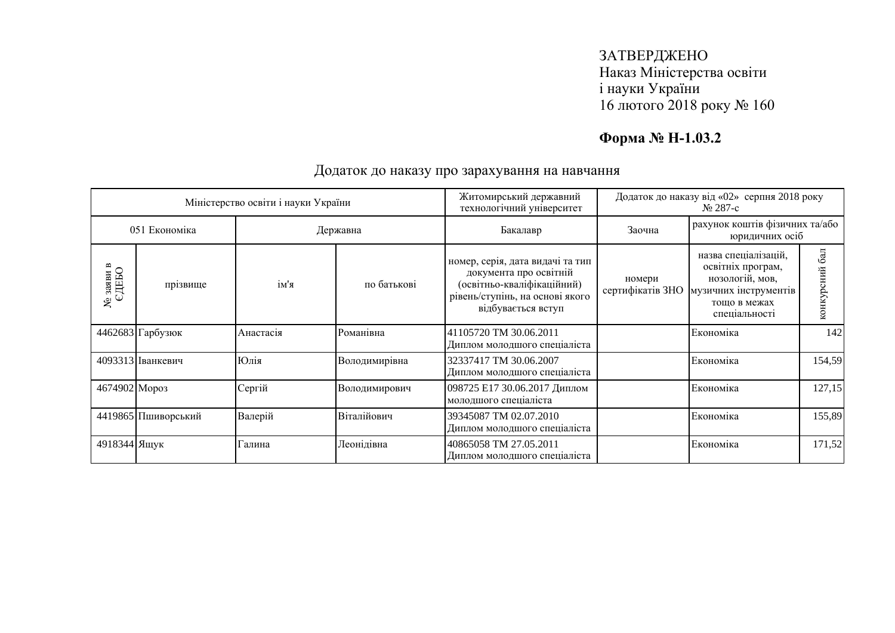ЗАТВЕРДЖЕНО
Наказ Міністерства освіти
і науки України
16 лютого 2018 року № 160

**Форма № Н-1.03.2**

Додаток до наказу про зарахування на навчання

| Міністерство освіти і науки України | | | | Житомирський державний технологічний університет | Додаток до наказу від «02» серпня 2018 року № 287-с | | |
|---|---|---|---|---|---|---|---|
| 051 Економіка | | Державна | | Бакалавр | Заочна | рахунок коштів фізичних та/або юридичних осіб | |
| № заяви в ЄДЕБО | прізвище | ім'я | по батькові | номер, серія, дата видачі та тип документа про освітній (освітньо-кваліфікаційний) рівень/ступінь, на основі якого відбувається вступ | номери сертифікатів ЗНО | назва спеціалізацій, освітніх програм, нозологій, мов, музичних інструментів тощо в межах спеціальності | конкурсний бал |
| 4462683 | Гарбузюк | Анастасія | Романівна | 41105720 ТМ 30.06.2011 Диплом молодшого спеціаліста | | Економіка | 142 |
| 4093313 | Іванкевич | Юлія | Володимирівна | 32337417 ТМ 30.06.2007 Диплом молодшого спеціаліста | | Економіка | 154,59 |
| 4674902 | Мороз | Сергій | Володимирович | 098725 Е17 30.06.2017 Диплом молодшого спеціаліста | | Економіка | 127,15 |
| 4419865 | Пшиворський | Валерій | Віталійович | 39345087 ТМ 02.07.2010 Диплом молодшого спеціаліста | | Економіка | 155,89 |
| 4918344 | Ящук | Галина | Леонідівна | 40865058 ТМ 27.05.2011 Диплом молодшого спеціаліста | | Економіка | 171,52 |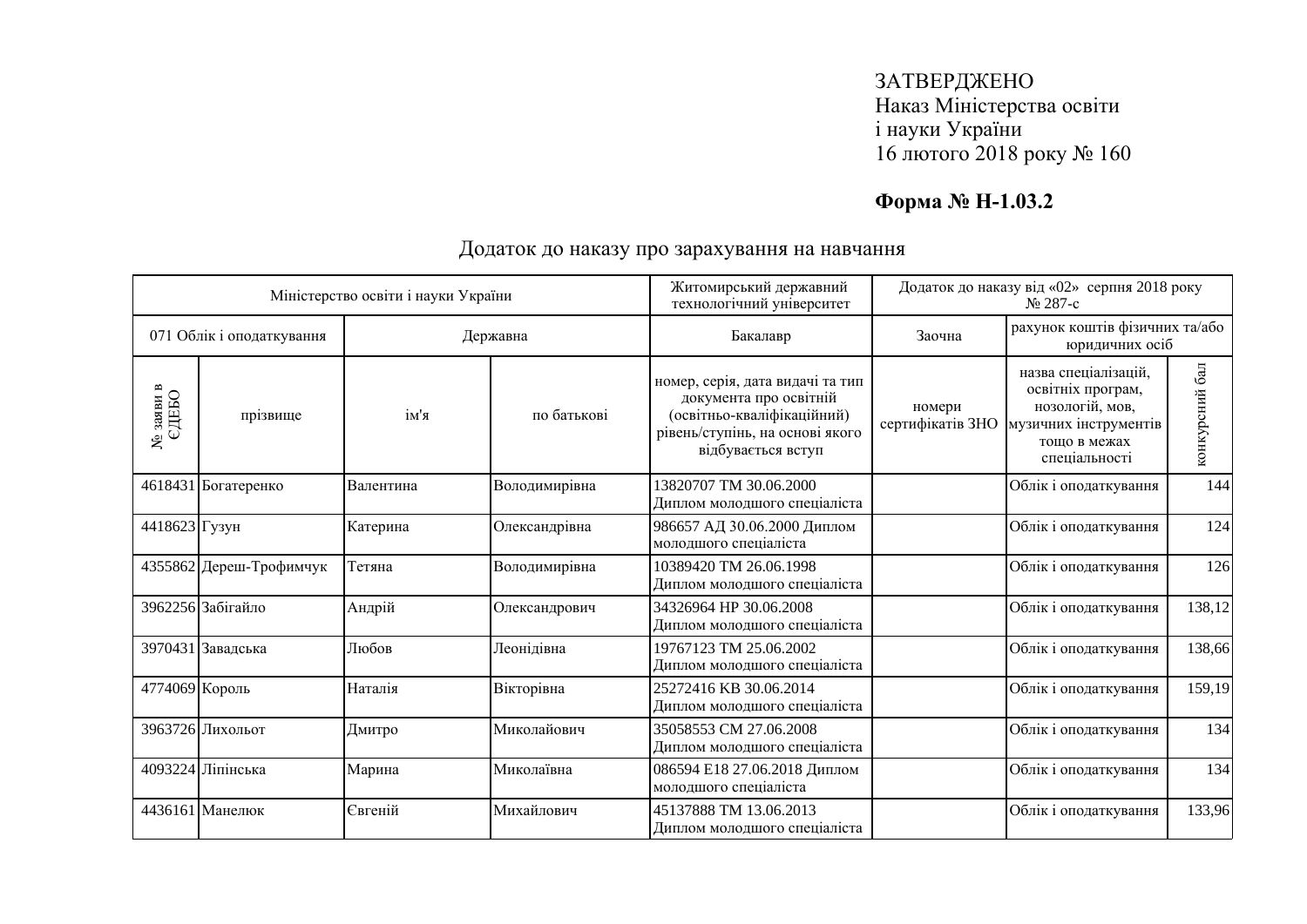ЗАТВЕРДЖЕНО
Наказ Міністерства освіти
і науки України
16 лютого 2018 року № 160

**Форма № Н-1.03.2**

Додаток до наказу про зарахування на навчання

| Міністерство освіти і науки України | | | | Житомирський державний технологічний університет | Додаток до наказу від «02» серпня 2018 року № 287-с | | |
|---|---|---|---|---|---|---|---|
| 071 Облік і оподаткування | | Державна | | Бакалавр | Заочна | рахунок коштів фізичних та/або юридичних осіб | |
| № заяви в ЄДЕБО | прізвище | ім'я | по батькові | номер, серія, дата видачі та тип документа про освітній (освітньо-кваліфікаційний) рівень/ступінь, на основі якого відбувається вступ | номери сертифікатів ЗНО | назва спеціалізацій, освітніх програм, нозологій, мов, музичних інструментів тощо в межах спеціальності | конкурсний бал |
| 4618431 | Богатеренко | Валентина | Володимирівна | 13820707 ТМ 30.06.2000 Диплом молодшого спеціаліста | | Облік і оподаткування | 144 |
| 4418623 | Гузун | Катерина | Олександрівна | 986657 АД 30.06.2000 Диплом молодшого спеціаліста | | Облік і оподаткування | 124 |
| 4355862 | Дереш-Трофимчук | Тетяна | Володимирівна | 10389420 ТМ 26.06.1998 Диплом молодшого спеціаліста | | Облік і оподаткування | 126 |
| 3962256 | Забігайло | Андрій | Олександрович | 34326964 НР 30.06.2008 Диплом молодшого спеціаліста | | Облік і оподаткування | 138,12 |
| 3970431 | Завадська | Любов | Леонідівна | 19767123 ТМ 25.06.2002 Диплом молодшого спеціаліста | | Облік і оподаткування | 138,66 |
| 4774069 | Король | Наталія | Вікторівна | 25272416 КВ 30.06.2014 Диплом молодшого спеціаліста | | Облік і оподаткування | 159,19 |
| 3963726 | Лихольот | Дмитро | Миколайович | 35058553 СМ 27.06.2008 Диплом молодшого спеціаліста | | Облік і оподаткування | 134 |
| 4093224 | Ліпінська | Марина | Миколаївна | 086594 Е18 27.06.2018 Диплом молодшого спеціаліста | | Облік і оподаткування | 134 |
| 4436161 | Манелюк | Євгеній | Михайлович | 45137888 ТМ 13.06.2013 Диплом молодшого спеціаліста | | Облік і оподаткування | 133,96 |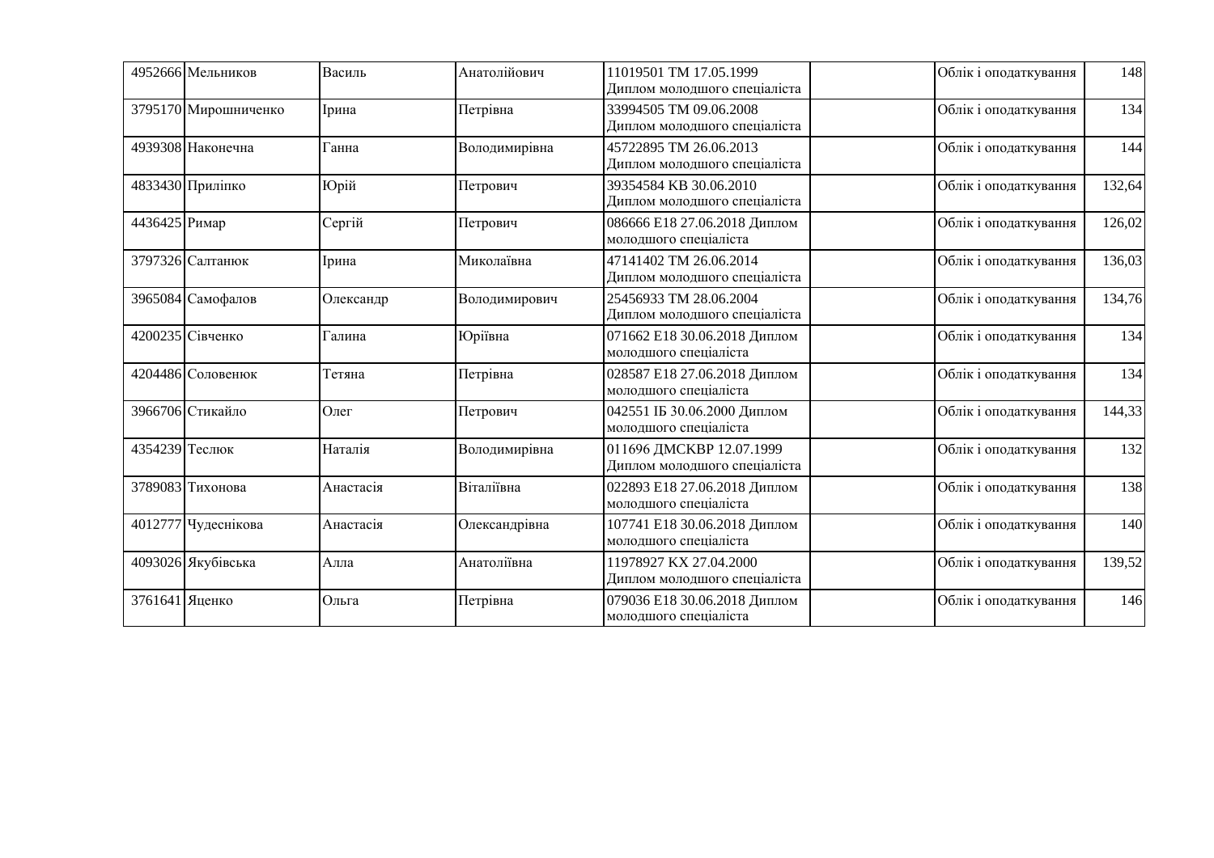| | | | | | | | |
|---|---|---|---|---|---|---|---|
| 4952666 | Мельников | Василь | Анатолійович | 11019501 ТМ 17.05.1999 Диплом молодшого спеціаліста | | Облік і оподаткування | 148 |
| 3795170 | Мирошниченко | Ірина | Петрівна | 33994505 ТМ 09.06.2008 Диплом молодшого спеціаліста | | Облік і оподаткування | 134 |
| 4939308 | Наконечна | Ганна | Володимирівна | 45722895 ТМ 26.06.2013 Диплом молодшого спеціаліста | | Облік і оподаткування | 144 |
| 4833430 | Приліпко | Юрій | Петрович | 39354584 КВ 30.06.2010 Диплом молодшого спеціаліста | | Облік і оподаткування | 132,64 |
| 4436425 | Римар | Сергій | Петрович | 086666 E18 27.06.2018 Диплом молодшого спеціаліста | | Облік і оподаткування | 126,02 |
| 3797326 | Салтанюк | Ірина | Миколаївна | 47141402 ТМ 26.06.2014 Диплом молодшого спеціаліста | | Облік і оподаткування | 136,03 |
| 3965084 | Самофалов | Олександр | Володимирович | 25456933 ТМ 28.06.2004 Диплом молодшого спеціаліста | | Облік і оподаткування | 134,76 |
| 4200235 | Сівченко | Галина | Юріївна | 071662 E18 30.06.2018 Диплом молодшого спеціаліста | | Облік і оподаткування | 134 |
| 4204486 | Соловенюк | Тетяна | Петрівна | 028587 E18 27.06.2018 Диплом молодшого спеціаліста | | Облік і оподаткування | 134 |
| 3966706 | Стикайло | Олег | Петрович | 042551 ІБ 30.06.2000 Диплом молодшого спеціаліста | | Облік і оподаткування | 144,33 |
| 4354239 | Теслюк | Наталія | Володимирівна | 011696 ДМСКВР 12.07.1999 Диплом молодшого спеціаліста | | Облік і оподаткування | 132 |
| 3789083 | Тихонова | Анастасія | Віталіївна | 022893 E18 27.06.2018 Диплом молодшого спеціаліста | | Облік і оподаткування | 138 |
| 4012777 | Чудеснікова | Анастасія | Олександрівна | 107741 E18 30.06.2018 Диплом молодшого спеціаліста | | Облік і оподаткування | 140 |
| 4093026 | Якубівська | Алла | Анатоліївна | 11978927 КХ 27.04.2000 Диплом молодшого спеціаліста | | Облік і оподаткування | 139,52 |
| 3761641 | Яценко | Ольга | Петрівна | 079036 E18 30.06.2018 Диплом молодшого спеціаліста | | Облік і оподаткування | 146 |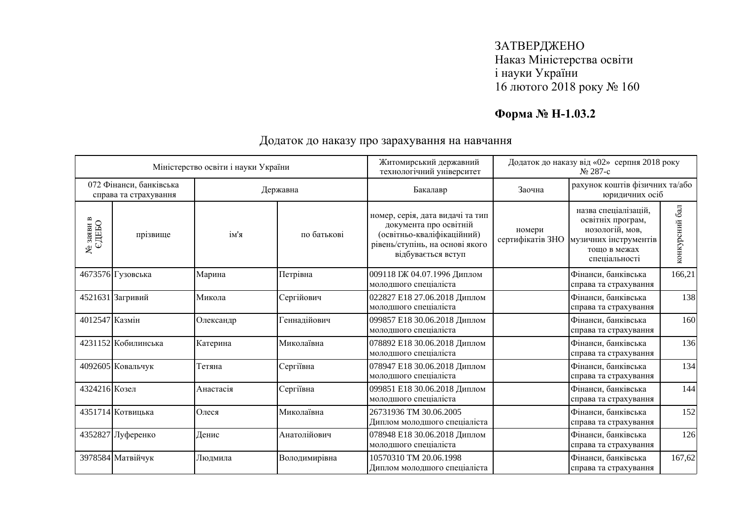ЗАТВЕРДЖЕНО
Наказ Міністерства освіти
і науки України
16 лютого 2018 року № 160

**Форма № Н-1.03.2**

Додаток до наказу про зарахування на навчання

| Міністерство освіти і науки України | | | | Житомирський державний технологічний університет | Додаток до наказу від «02» серпня 2018 року № 287-с | | |
|---|---|---|---|---|---|---|---|
| 072 Фінанси, банківська справа та страхування | | Державна | | Бакалавр | Заочна | рахунок коштів фізичних та/або юридичних осіб | |
| № заяви в ЄДЕБО | прізвище | ім'я | по батькові | номер, серія, дата видачі та тип документа про освітній (освітньо-кваліфікаційний) рівень/ступінь, на основі якого відбувається вступ | номери сертифікатів ЗНО | назва спеціалізацій, освітніх програм, нозологій, мов, музичних інструментів тощо в межах спеціальності | конкурсний бал |
| 4673576 | Гузовська | Марина | Петрівна | 009118 ІЖ 04.07.1996 Диплом молодшого спеціаліста | | Фінанси, банківська справа та страхування | 166,21 |
| 4521631 | Загривий | Микола | Сергійович | 022827 E18 27.06.2018 Диплом молодшого спеціаліста | | Фінанси, банківська справа та страхування | 138 |
| 4012547 | Казмін | Олександр | Геннадійович | 099857 E18 30.06.2018 Диплом молодшого спеціаліста | | Фінанси, банківська справа та страхування | 160 |
| 4231152 | Кобилинська | Катерина | Миколаївна | 078892 E18 30.06.2018 Диплом молодшого спеціаліста | | Фінанси, банківська справа та страхування | 136 |
| 4092605 | Ковальчук | Тетяна | Сергіївна | 078947 E18 30.06.2018 Диплом молодшого спеціаліста | | Фінанси, банківська справа та страхування | 134 |
| 4324216 | Козел | Анастасія | Сергіївна | 099851 E18 30.06.2018 Диплом молодшого спеціаліста | | Фінанси, банківська справа та страхування | 144 |
| 4351714 | Котвицька | Олеся | Миколаївна | 26731936 ТМ 30.06.2005 Диплом молодшого спеціаліста | | Фінанси, банківська справа та страхування | 152 |
| 4352827 | Луференко | Денис | Анатолійович | 078948 E18 30.06.2018 Диплом молодшого спеціаліста | | Фінанси, банківська справа та страхування | 126 |
| 3978584 | Матвійчук | Людмила | Володимирівна | 10570310 ТМ 20.06.1998 Диплом молодшого спеціаліста | | Фінанси, банківська справа та страхування | 167,62 |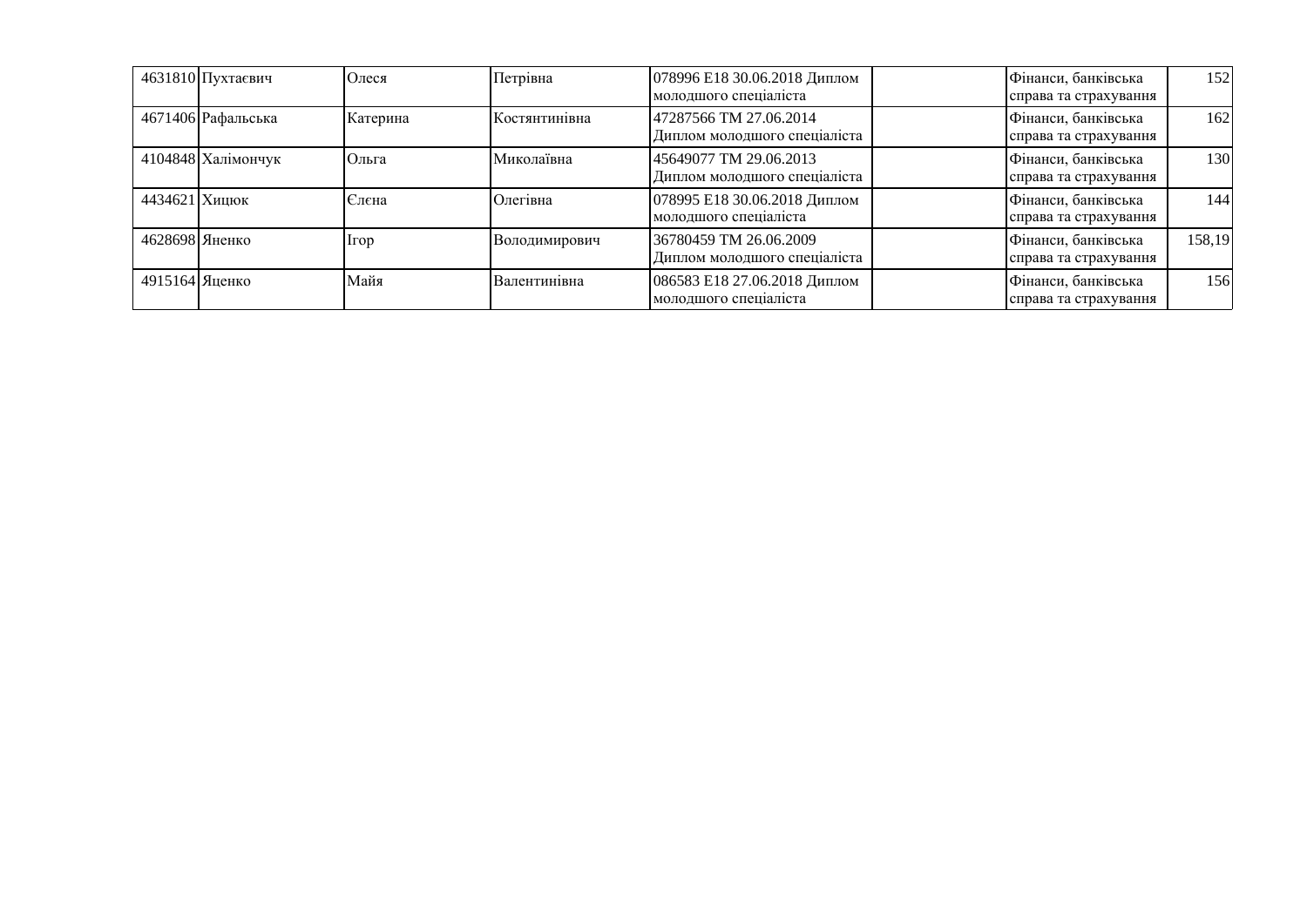| | | | | | | | |
|---|---|---|---|---|---|---|---|
| 4631810 | Пухтаєвич | Олеся | Петрівна | 078996 E18 30.06.2018 Диплом молодшого спеціаліста | | Фінанси, банківська справа та страхування | 152 |
| 4671406 | Рафальська | Катерина | Костянтинівна | 47287566 TM 27.06.2014 Диплом молодшого спеціаліста | | Фінанси, банківська справа та страхування | 162 |
| 4104848 | Халімончук | Ольга | Миколаївна | 45649077 TM 29.06.2013 Диплом молодшого спеціаліста | | Фінанси, банківська справа та страхування | 130 |
| 4434621 | Хицюк | Єлєна | Олегівна | 078995 E18 30.06.2018 Диплом молодшого спеціаліста | | Фінанси, банківська справа та страхування | 144 |
| 4628698 | Яненко | Ігор | Володимирович | 36780459 TM 26.06.2009 Диплом молодшого спеціаліста | | Фінанси, банківська справа та страхування | 158,19 |
| 4915164 | Яценко | Майя | Валентинівна | 086583 E18 27.06.2018 Диплом молодшого спеціаліста | | Фінанси, банківська справа та страхування | 156 |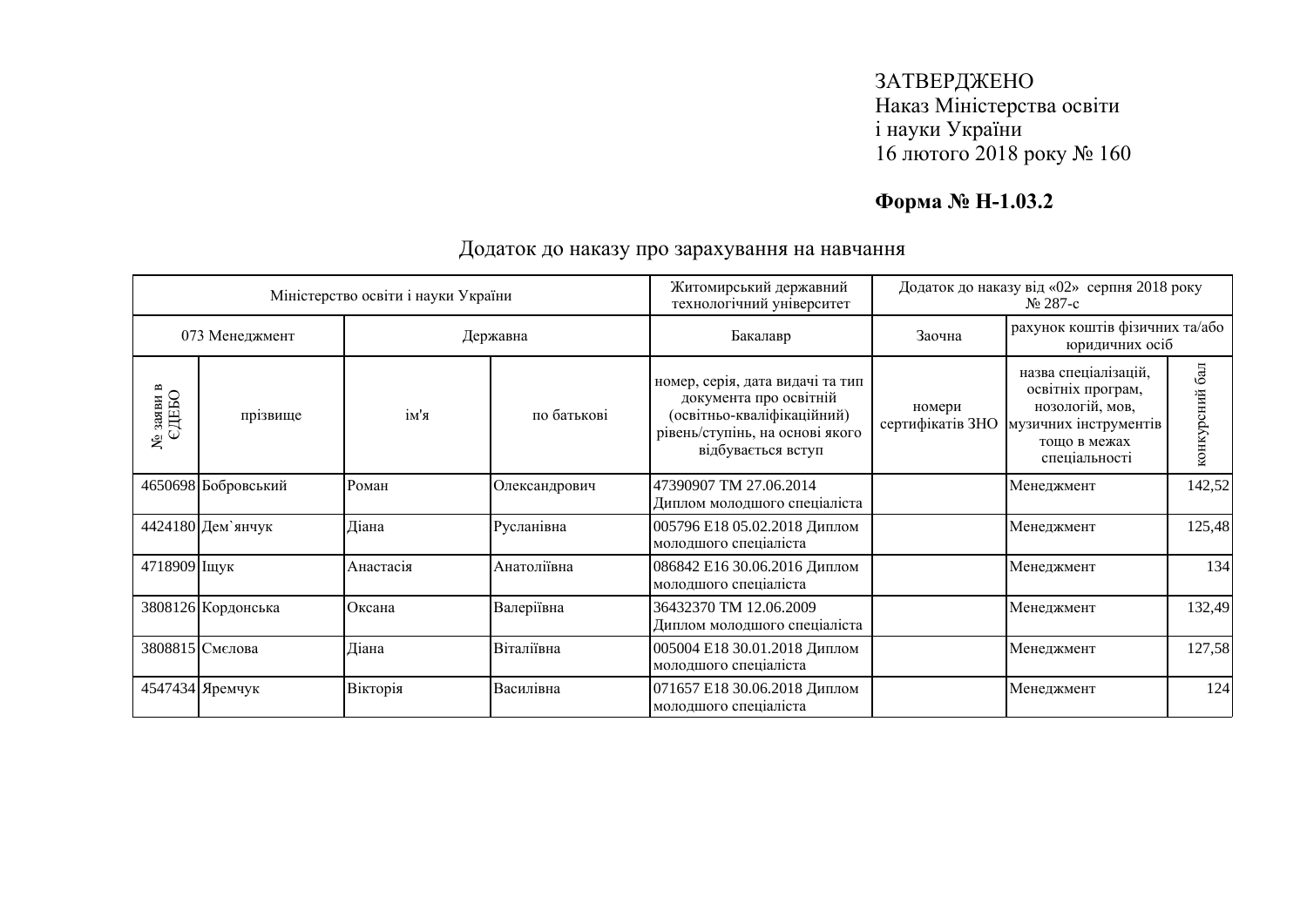ЗАТВЕРДЖЕНО
Наказ Міністерства освіти
і науки України
16 лютого 2018 року № 160

**Форма № Н-1.03.2**

Додаток до наказу про зарахування на навчання

| Міністерство освіти і науки України | | | | Житомирський державний технологічний університет | Додаток до наказу від «02» серпня 2018 року № 287-с | | |
|---|---|---|---|---|---|---|---|
| 073 Менеджмент | | Державна | | Бакалавр | Заочна | рахунок коштів фізичних та/або юридичних осіб | |
| № заяви в ЄДЕБО | прізвище | ім'я | по батькові | номер, серія, дата видачі та тип документа про освітній (освітньо-кваліфікаційний) рівень/ступінь, на основі якого відбувається вступ | номери сертифікатів ЗНО | назва спеціалізацій, освітніх програм, нозологій, мов, музичних інструментів тощо в межах спеціальності | конкурсний бал |
| 4650698 | Бобровський | Роман | Олександрович | 47390907 ТМ 27.06.2014 Диплом молодшого спеціаліста | | Менеджмент | 142,52 |
| 4424180 | Дем`янчук | Діана | Русланівна | 005796 Е18 05.02.2018 Диплом молодшого спеціаліста | | Менеджмент | 125,48 |
| 4718909 | Іщук | Анастасія | Анатоліївна | 086842 Е16 30.06.2016 Диплом молодшого спеціаліста | | Менеджмент | 134 |
| 3808126 | Кордонська | Оксана | Валеріївна | 36432370 ТМ 12.06.2009 Диплом молодшого спеціаліста | | Менеджмент | 132,49 |
| 3808815 | Смєлова | Діана | Віталіївна | 005004 Е18 30.01.2018 Диплом молодшого спеціаліста | | Менеджмент | 127,58 |
| 4547434 | Яремчук | Вікторія | Василівна | 071657 Е18 30.06.2018 Диплом молодшого спеціаліста | | Менеджмент | 124 |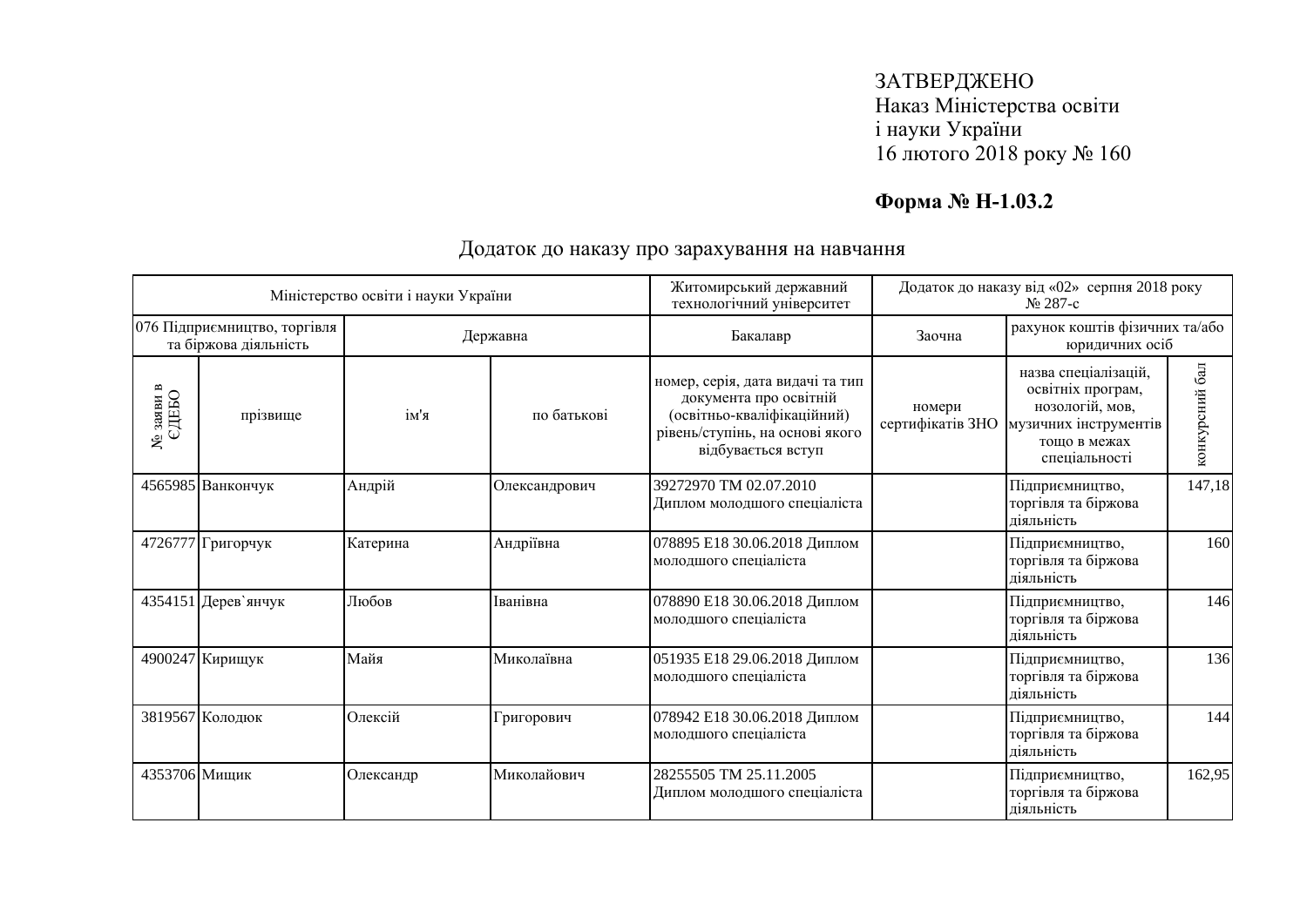ЗАТВЕРДЖЕНО
Наказ Міністерства освіти
і науки України
16 лютого 2018 року № 160

**Форма № Н-1.03.2**

Додаток до наказу про зарахування на навчання

| Міністерство освіти і науки України | | | | Житомирський державний технологічний університет | Додаток до наказу від «02» серпня 2018 року № 287-с | | |
|---|---|---|---|---|---|---|---|
| 076 Підприємництво, торгівля та біржова діяльність | | Державна | | Бакалавр | Заочна | рахунок коштів фізичних та/або юридичних осіб | |
| № заяви в ЄДЕБО | прізвище | ім'я | по батькові | номер, серія, дата видачі та тип документа про освітній (освітньо-кваліфікаційний) рівень/ступінь, на основі якого відбувається вступ | номери сертифікатів ЗНО | назва спеціалізацій, освітніх програм, нозологій, мов, музичних інструментів тощо в межах спеціальності | конкурсний бал |
| 4565985 | Ванкончук | Андрій | Олександрович | 39272970 ТМ 02.07.2010 Диплом молодшого спеціаліста | | Підприємництво, торгівля та біржова діяльність | 147,18 |
| 4726777 | Григорчук | Катерина | Андріївна | 078895 E18 30.06.2018 Диплом молодшого спеціаліста | | Підприємництво, торгівля та біржова діяльність | 160 |
| 4354151 | Дерев`янчук | Любов | Іванівна | 078890 E18 30.06.2018 Диплом молодшого спеціаліста | | Підприємництво, торгівля та біржова діяльність | 146 |
| 4900247 | Кирищук | Майя | Миколаївна | 051935 E18 29.06.2018 Диплом молодшого спеціаліста | | Підприємництво, торгівля та біржова діяльність | 136 |
| 3819567 | Колодюк | Олексій | Григорович | 078942 E18 30.06.2018 Диплом молодшого спеціаліста | | Підприємництво, торгівля та біржова діяльність | 144 |
| 4353706 | Мищик | Олександр | Миколайович | 28255505 ТМ 25.11.2005 Диплом молодшого спеціаліста | | Підприємництво, торгівля та біржова діяльність | 162,95 |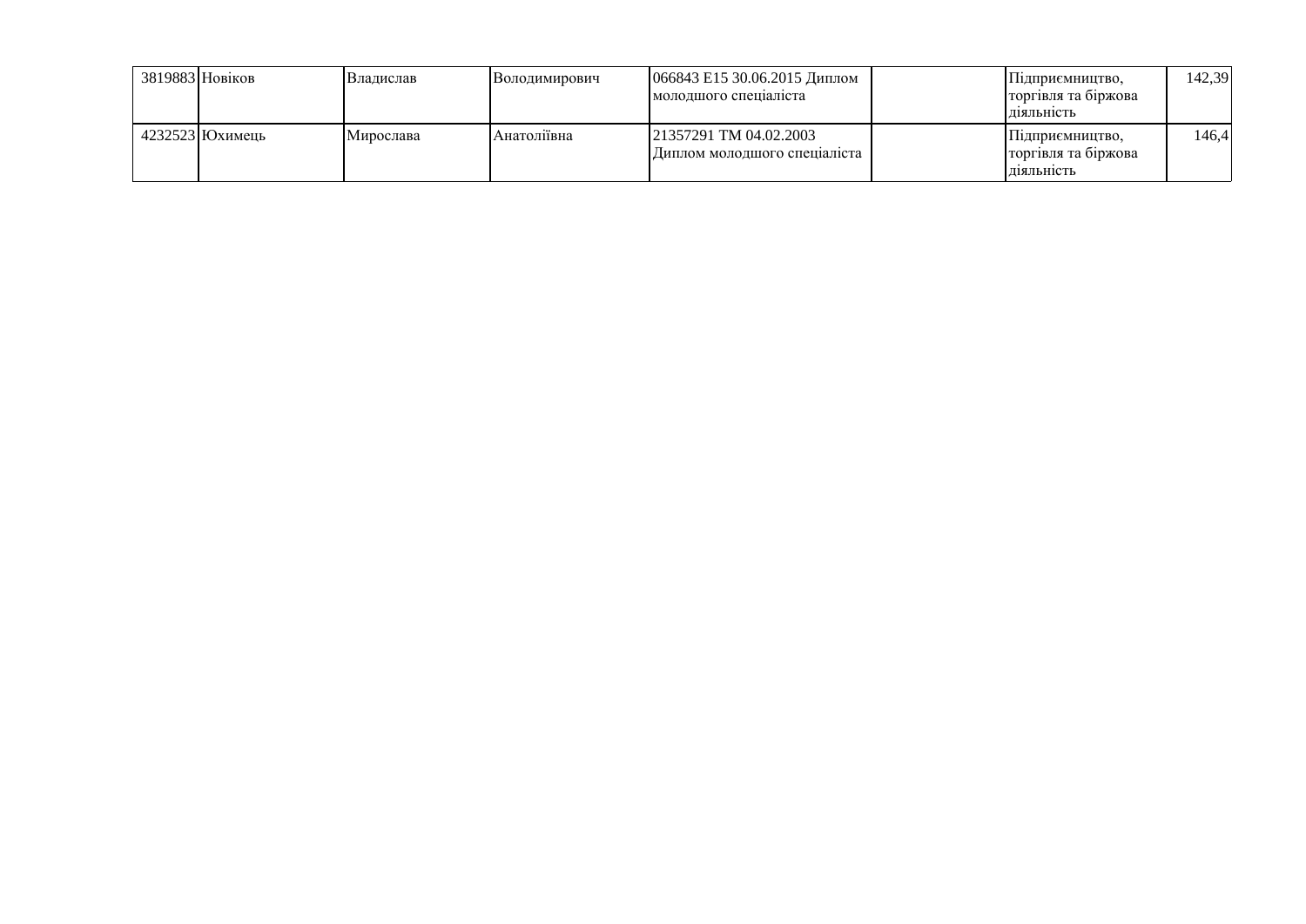| | | | | | | | |
|---|---|---|---|---|---|---|---|
| 3819883 | Новіков | Владислав | Володимирович | 066843 E15 30.06.2015 Диплом молодшого спеціаліста | | Підприємництво, торгівля та біржова діяльність | 142,39 |
| 4232523 | Юхимець | Мирослава | Анатоліївна | 21357291 ТМ 04.02.2003 Диплом молодшого спеціаліста | | Підприємництво, торгівля та біржова діяльність | 146,4 |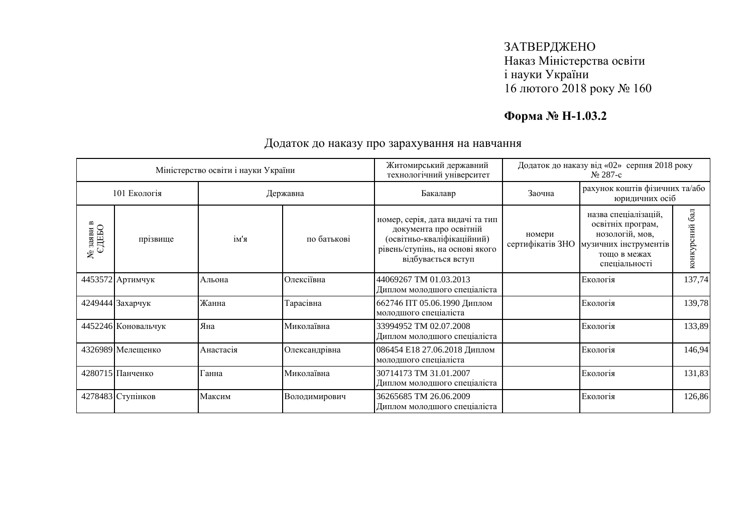ЗАТВЕРДЖЕНО
Наказ Міністерства освіти
і науки України
16 лютого 2018 року № 160

**Форма № Н-1.03.2**

Додаток до наказу про зарахування на навчання

| Міністерство освіти і науки України | | | | Житомирський державний технологічний університет | Додаток до наказу від «02» серпня 2018 року № 287-с | | |
|---|---|---|---|---|---|---|---|
| 101 Екологія | | Державна | | Бакалавр | Заочна | рахунок коштів фізичних та/або юридичних осіб | |
| № заяви в ЄДЕБО | прізвище | ім'я | по батькові | номер, серія, дата видачі та тип документа про освітній (освітньо-кваліфікаційний) рівень/ступінь, на основі якого відбувається вступ | номери сертифікатів ЗНО | назва спеціалізацій, освітніх програм, нозологій, мов, музичних інструментів тощо в межах спеціальності | конкурсний бал |
| 4453572 | Артимчук | Альона | Олексіївна | 44069267 ТМ 01.03.2013 Диплом молодшого спеціаліста | | Екологія | 137,74 |
| 4249444 | Захарчук | Жанна | Тарасівна | 662746 ПТ 05.06.1990 Диплом молодшого спеціаліста | | Екологія | 139,78 |
| 4452246 | Коновальчук | Яна | Миколаївна | 33994952 ТМ 02.07.2008 Диплом молодшого спеціаліста | | Екологія | 133,89 |
| 4326989 | Мелещенко | Анастасія | Олександрівна | 086454 E18 27.06.2018 Диплом молодшого спеціаліста | | Екологія | 146,94 |
| 4280715 | Панченко | Ганна | Миколаївна | 30714173 ТМ 31.01.2007 Диплом молодшого спеціаліста | | Екологія | 131,83 |
| 4278483 | Ступінков | Максим | Володимирович | 36265685 ТМ 26.06.2009 Диплом молодшого спеціаліста | | Екологія | 126,86 |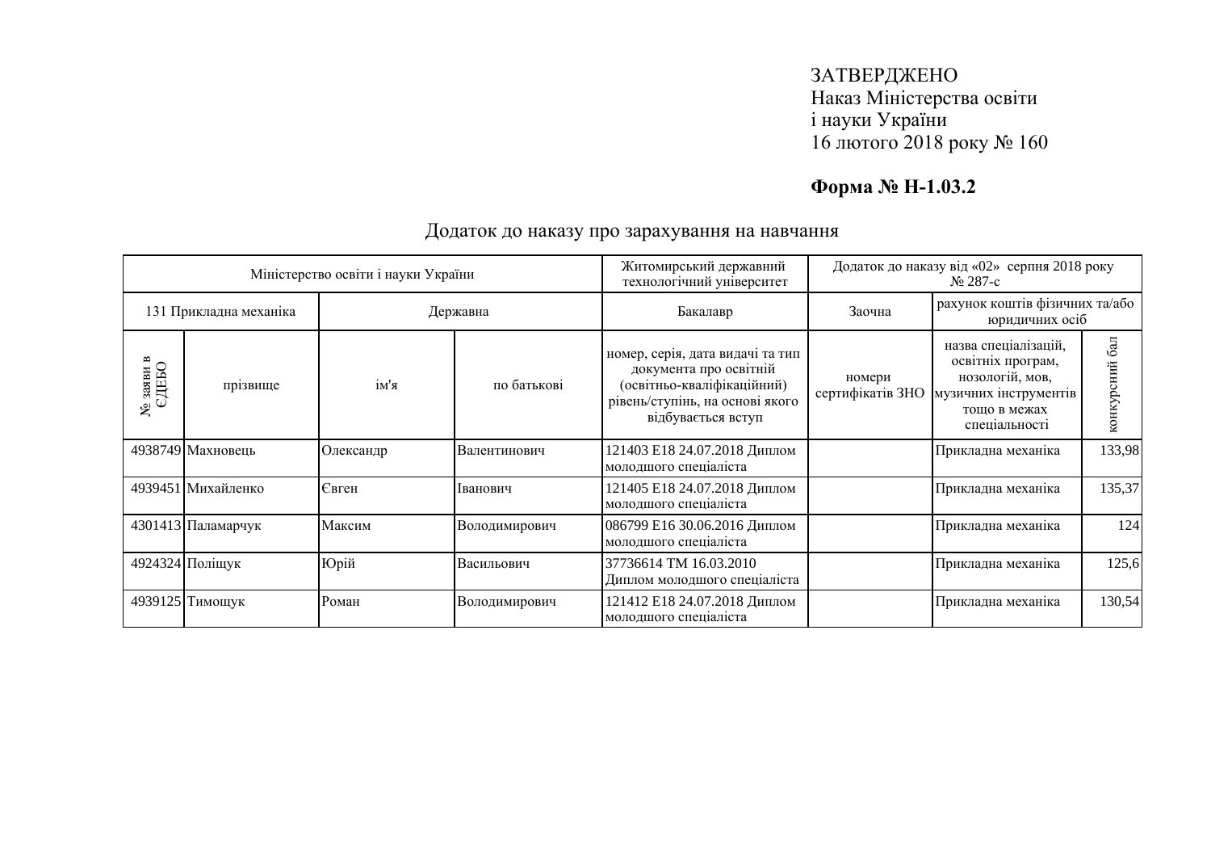ЗАТВЕРДЖЕНО
Наказ Міністерства освіти
і науки України
16 лютого 2018 року № 160

**Форма № Н-1.03.2**

Додаток до наказу про зарахування на навчання

| Міністерство освіти і науки України | | | | Житомирський державний технологічний університет | Додаток до наказу від «02» серпня 2018 року № 287-с | | |
|---|---|---|---|---|---|---|---|
| 131 Прикладна механіка | | Державна | | Бакалавр | Заочна | рахунок коштів фізичних та/або юридичних осіб | |
| № заяви в ЄДЕБО | прізвище | ім'я | по батькові | номер, серія, дата видачі та тип документа про освітній (освітньо-кваліфікаційний) рівень/ступінь, на основі якого відбувається вступ | номери сертифікатів ЗНО | назва спеціалізацій, освітніх програм, нозологій, мов, музичних інструментів тощо в межах спеціальності | конкурсний бал |
| 4938749 | Махновець | Олександр | Валентинович | 121403 E18 24.07.2018 Диплом молодшого спеціаліста | | Прикладна механіка | 133,98 |
| 4939451 | Михайленко | Євген | Іванович | 121405 E18 24.07.2018 Диплом молодшого спеціаліста | | Прикладна механіка | 135,37 |
| 4301413 | Паламарчук | Максим | Володимирович | 086799 E16 30.06.2016 Диплом молодшого спеціаліста | | Прикладна механіка | 124 |
| 4924324 | Поліщук | Юрій | Васильович | 37736614 ТМ 16.03.2010 Диплом молодшого спеціаліста | | Прикладна механіка | 125,6 |
| 4939125 | Тимощук | Роман | Володимирович | 121412 E18 24.07.2018 Диплом молодшого спеціаліста | | Прикладна механіка | 130,54 |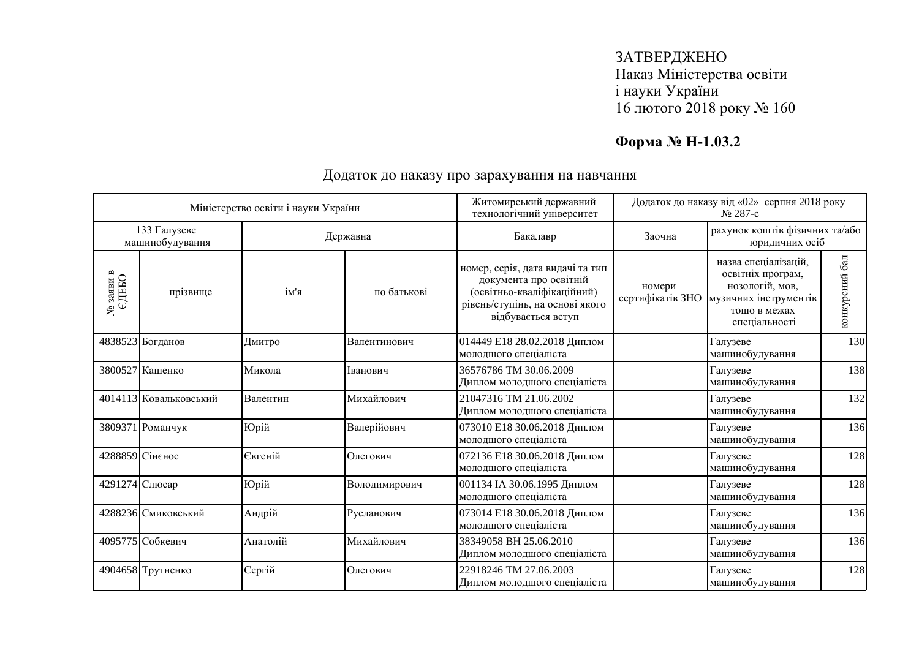ЗАТВЕРДЖЕНО
Наказ Міністерства освіти
і науки України
16 лютого 2018 року № 160

**Форма № Н-1.03.2**

Додаток до наказу про зарахування на навчання

| Міністерство освіти і науки України | | | | Житомирський державний технологічний університет | Додаток до наказу від «02» серпня 2018 року № 287-с | | |
|---|---|---|---|---|---|---|---|
| 133 Галузеве машинобудування | | Державна | | Бакалавр | Заочна | рахунок коштів фізичних та/або юридичних осіб | |
| № заяви в ЄДЕБО | прізвище | ім'я | по батькові | номер, серія, дата видачі та тип документа про освітній (освітньо-кваліфікаційний) рівень/ступінь, на основі якого відбувається вступ | номери сертифікатів ЗНО | назва спеціалізацій, освітніх програм, нозологій, мов, музичних інструментів тощо в межах спеціальності | конкурсний бал |
| 4838523 | Богданов | Дмитро | Валентинович | 014449 E18 28.02.2018 Диплом молодшого спеціаліста | | Галузеве машинобудування | 130 |
| 3800527 | Кашенко | Микола | Іванович | 36576786 ТМ 30.06.2009 Диплом молодшого спеціаліста | | Галузеве машинобудування | 138 |
| 4014113 | Ковальковський | Валентин | Михайлович | 21047316 ТМ 21.06.2002 Диплом молодшого спеціаліста | | Галузеве машинобудування | 132 |
| 3809371 | Романчук | Юрій | Валерійович | 073010 E18 30.06.2018 Диплом молодшого спеціаліста | | Галузеве машинобудування | 136 |
| 4288859 | Сінєнос | Євгеній | Олегович | 072136 E18 30.06.2018 Диплом молодшого спеціаліста | | Галузеве машинобудування | 128 |
| 4291274 | Слюсар | Юрій | Володимирович | 001134 IA 30.06.1995 Диплом молодшого спеціаліста | | Галузеве машинобудування | 128 |
| 4288236 | Смиковський | Андрій | Русланович | 073014 E18 30.06.2018 Диплом молодшого спеціаліста | | Галузеве машинобудування | 136 |
| 4095775 | Собкевич | Анатолій | Михайлович | 38349058 ВН 25.06.2010 Диплом молодшого спеціаліста | | Галузеве машинобудування | 136 |
| 4904658 | Трутненко | Сергій | Олегович | 22918246 ТМ 27.06.2003 Диплом молодшого спеціаліста | | Галузеве машинобудування | 128 |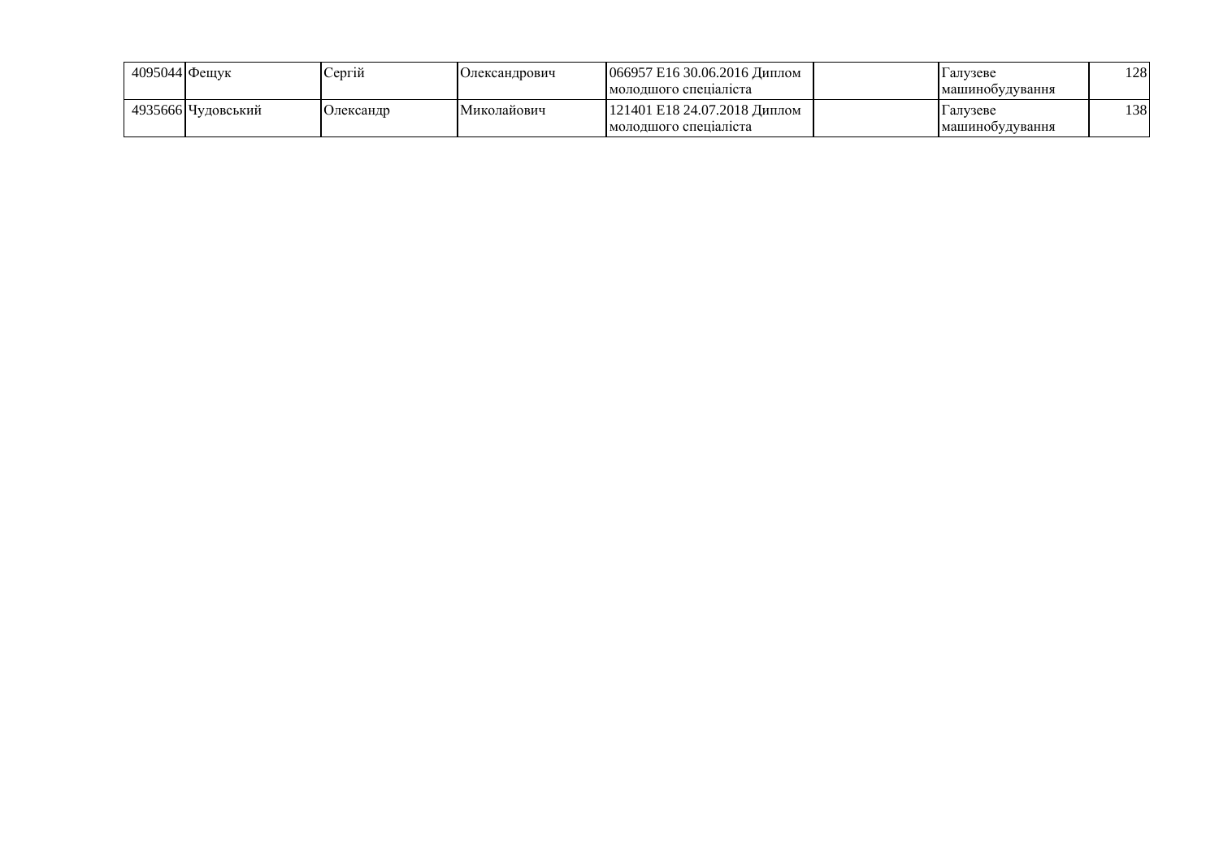| | | | | | | | |
|---|---|---|---|---|---|---|---|
| 4095044 | Фещук | Сергій | Олександрович | 066957 E16 30.06.2016 Диплом молодшого спеціаліста | | Галузеве машинобудування | 128 |
| 4935666 | Чудовський | Олександр | Миколайович | 121401 E18 24.07.2018 Диплом молодшого спеціаліста | | Галузеве машинобудування | 138 |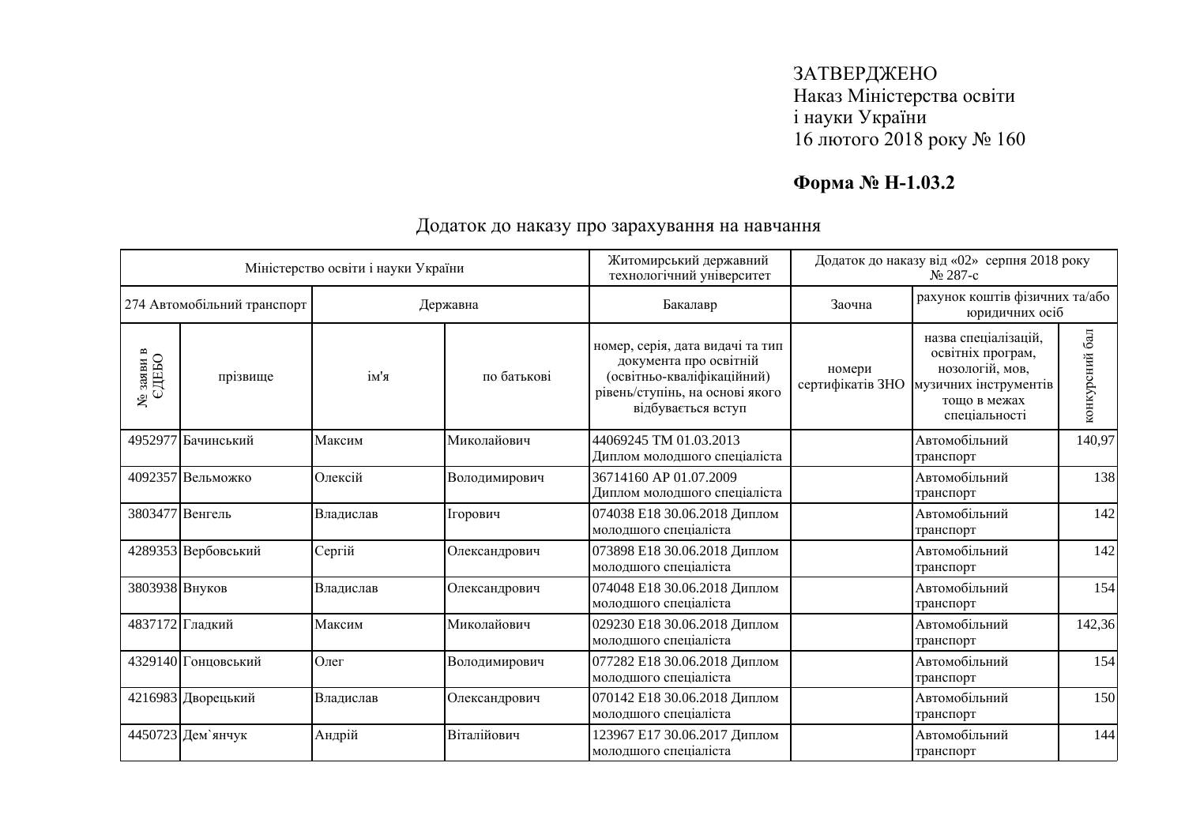ЗАТВЕРДЖЕНО
Наказ Міністерства освіти
і науки України
16 лютого 2018 року № 160

**Форма № Н-1.03.2**

## Додаток до наказу про зарахування на навчання

| Міністерство освіти і науки України | | | | Житомирський державний технологічний університет | Додаток до наказу від «02» серпня 2018 року № 287-с | | |
|---|---|---|---|---|---|---|---|
| 274 Автомобільний транспорт | | Державна | | Бакалавр | Заочна | рахунок коштів фізичних та/або юридичних осіб | |
| № заяви в ЄДЕБО | прізвище | ім'я | по батькові | номер, серія, дата видачі та тип документа про освітній (освітньо-кваліфікаційний) рівень/ступінь, на основі якого відбувається вступ | номери сертифікатів ЗНО | назва спеціалізацій, освітніх програм, нозологій, мов, музичних інструментів тощо в межах спеціальності | конкурсний бал |
| 4952977 | Бачинський | Максим | Миколайович | 44069245 ТМ 01.03.2013 Диплом молодшого спеціаліста | | Автомобільний транспорт | 140,97 |
| 4092357 | Вельможко | Олексій | Володимирович | 36714160 АР 01.07.2009 Диплом молодшого спеціаліста | | Автомобільний транспорт | 138 |
| 3803477 | Венгель | Владислав | Ігорович | 074038 Е18 30.06.2018 Диплом молодшого спеціаліста | | Автомобільний транспорт | 142 |
| 4289353 | Вербовський | Сергій | Олександрович | 073898 Е18 30.06.2018 Диплом молодшого спеціаліста | | Автомобільний транспорт | 142 |
| 3803938 | Внуков | Владислав | Олександрович | 074048 Е18 30.06.2018 Диплом молодшого спеціаліста | | Автомобільний транспорт | 154 |
| 4837172 | Гладкий | Максим | Миколайович | 029230 Е18 30.06.2018 Диплом молодшого спеціаліста | | Автомобільний транспорт | 142,36 |
| 4329140 | Гонцовський | Олег | Володимирович | 077282 Е18 30.06.2018 Диплом молодшого спеціаліста | | Автомобільний транспорт | 154 |
| 4216983 | Дворецький | Владислав | Олександрович | 070142 Е18 30.06.2018 Диплом молодшого спеціаліста | | Автомобільний транспорт | 150 |
| 4450723 | Дем`янчук | Андрій | Віталійович | 123967 Е17 30.06.2017 Диплом молодшого спеціаліста | | Автомобільний транспорт | 144 |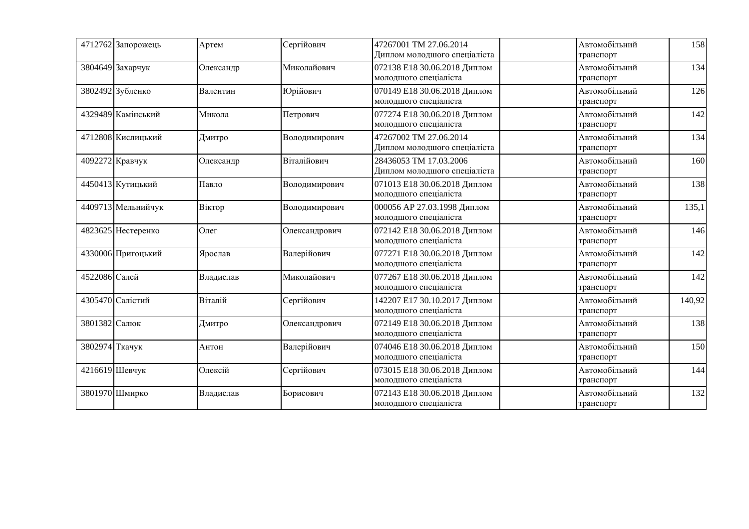| | | | | | | | |
|---|---|---|---|---|---|---|---|
| 4712762 | Запорожець | Артем | Сергійович | 47267001 ТМ 27.06.2014 Диплом молодшого спеціаліста | | Автомобільний транспорт | 158 |
| 3804649 | Захарчук | Олександр | Миколайович | 072138 E18 30.06.2018 Диплом молодшого спеціаліста | | Автомобільний транспорт | 134 |
| 3802492 | Зубленко | Валентин | Юрійович | 070149 E18 30.06.2018 Диплом молодшого спеціаліста | | Автомобільний транспорт | 126 |
| 4329489 | Камінський | Микола | Петрович | 077274 E18 30.06.2018 Диплом молодшого спеціаліста | | Автомобільний транспорт | 142 |
| 4712808 | Кислицький | Дмитро | Володимирович | 47267002 ТМ 27.06.2014 Диплом молодшого спеціаліста | | Автомобільний транспорт | 134 |
| 4092272 | Кравчук | Олександр | Віталійович | 28436053 ТМ 17.03.2006 Диплом молодшого спеціаліста | | Автомобільний транспорт | 160 |
| 4450413 | Кутицький | Павло | Володимирович | 071013 E18 30.06.2018 Диплом молодшого спеціаліста | | Автомобільний транспорт | 138 |
| 4409713 | Мельнийчук | Віктор | Володимирович | 000056 AP 27.03.1998 Диплом молодшого спеціаліста | | Автомобільний транспорт | 135,1 |
| 4823625 | Нестеренко | Олег | Олександрович | 072142 E18 30.06.2018 Диплом молодшого спеціаліста | | Автомобільний транспорт | 146 |
| 4330006 | Пригоцький | Ярослав | Валерійович | 077271 E18 30.06.2018 Диплом молодшого спеціаліста | | Автомобільний транспорт | 142 |
| 4522086 | Салей | Владислав | Миколайович | 077267 E18 30.06.2018 Диплом молодшого спеціаліста | | Автомобільний транспорт | 142 |
| 4305470 | Салістий | Віталій | Сергійович | 142207 E17 30.10.2017 Диплом молодшого спеціаліста | | Автомобільний транспорт | 140,92 |
| 3801382 | Салюк | Дмитро | Олександрович | 072149 E18 30.06.2018 Диплом молодшого спеціаліста | | Автомобільний транспорт | 138 |
| 3802974 | Ткачук | Антон | Валерійович | 074046 E18 30.06.2018 Диплом молодшого спеціаліста | | Автомобільний транспорт | 150 |
| 4216619 | Шевчук | Олексій | Сергійович | 073015 E18 30.06.2018 Диплом молодшого спеціаліста | | Автомобільний транспорт | 144 |
| 3801970 | Шмирко | Владислав | Борисович | 072143 E18 30.06.2018 Диплом молодшого спеціаліста | | Автомобільний транспорт | 132 |